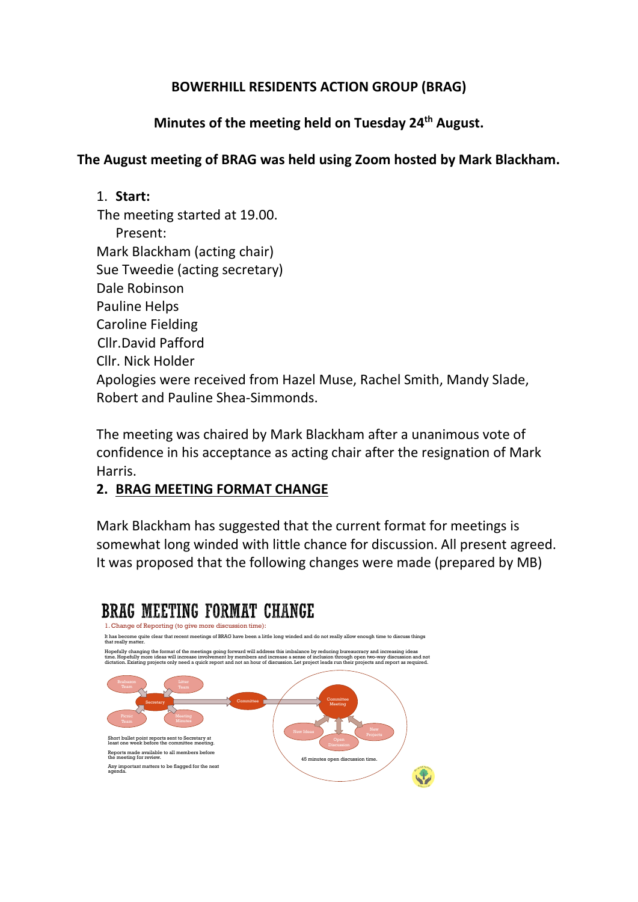# BOWERHILL RESIDENTS ACTION GROUP (BRAG)

## Minutes of the meeting held on Tuesday 24th August.

**The August meeting of BRAG was held using Zoom hosted by Mark Blackham.**

1. **Start:**

The meeting started at 19.00.

Present:

Mark Blackham (acting chair)
Sue Tweedie (acting secretary)
Dale Robinson
Pauline Helps
Caroline Fielding
Cllr.David Pafford
Cllr. Nick Holder

Apologies were received from Hazel Muse, Rachel Smith, Mandy Slade, Robert and Pauline Shea-Simmonds.

The meeting was chaired by Mark Blackham after a unanimous vote of confidence in his acceptance as acting chair after the resignation of Mark Harris.

2. **BRAG MEETING FORMAT CHANGE**

Mark Blackham has suggested that the current format for meetings is somewhat long winded with little chance for discussion. All present agreed. It was proposed that the following changes were made (prepared by MB)

**BRAG MEETING FORMAT CHANGE**

1. Change of Reporting (to give more discussion time):

It has become quite clear that recent meetings of BRAG have been a little long winded and do not really allow enough time to discuss things that really matter.

Hopefully changing the format of the meetings going forward will address this imbalance by reducing bureaucracy and increasing ideas time. Hopefully more ideas will increase involvement by members and increase a sense of inclusion through open two-way discussion and not dictation. Existing projects only need a quick report and not an hour of discussion. Let project leads run their projects and report as required.

Brabazon Team, Litter Team, Picnic Team, Meeting Minutes → Secretary → Committee → Committee Meeting → New Ideas, Open Discussion, New Projects

Short bullet point reports sent to Secretary at least one week before the committee meeting.

Reports made available to all members before the meeting for review.

Any important matters to be flagged for the next agenda.

45 minutes open discussion time.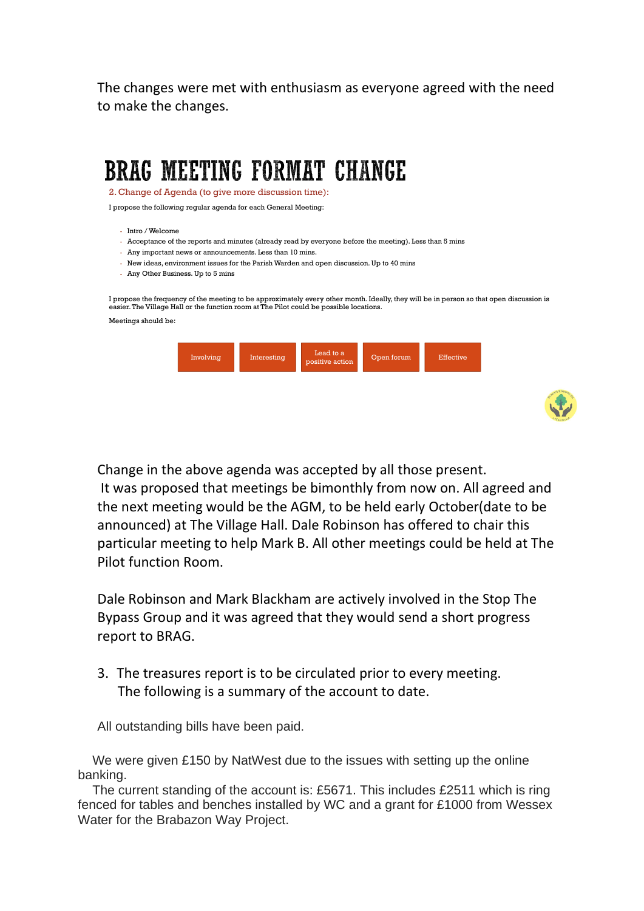The changes were met with enthusiasm as everyone agreed with the need to make the changes.

# BRAG MEETING FORMAT CHANGE

2. Change of Agenda (to give more discussion time):

I propose the following regular agenda for each General Meeting:

- Intro / Welcome
- Acceptance of the reports and minutes (already read by everyone before the meeting). Less than 5 mins
- Any important news or announcements. Less than 10 mins.
- New ideas, environment issues for the Parish Warden and open discussion. Up to 40 mins
- Any Other Business. Up to 5 mins

I propose the frequency of the meeting to be approximately every other month. Ideally, they will be in person so that open discussion is easier. The Village Hall or the function room at The Pilot could be possible locations.

Meetings should be:

Involving | Interesting | Lead to a positive action | Open forum | Effective

Change in the above agenda was accepted by all those present.
It was proposed that meetings be bimonthly from now on. All agreed and the next meeting would be the AGM, to be held early October(date to be announced) at The Village Hall. Dale Robinson has offered to chair this particular meeting to help Mark B. All other meetings could be held at The Pilot function Room.

Dale Robinson and Mark Blackham are actively involved in the Stop The Bypass Group and it was agreed that they would send a short progress report to BRAG.

3. The treasures report is to be circulated prior to every meeting. The following is a summary of the account to date.

All outstanding bills have been paid.

We were given £150 by NatWest due to the issues with setting up the online banking.

The current standing of the account is: £5671. This includes £2511 which is ring fenced for tables and benches installed by WC and a grant for £1000 from Wessex Water for the Brabazon Way Project.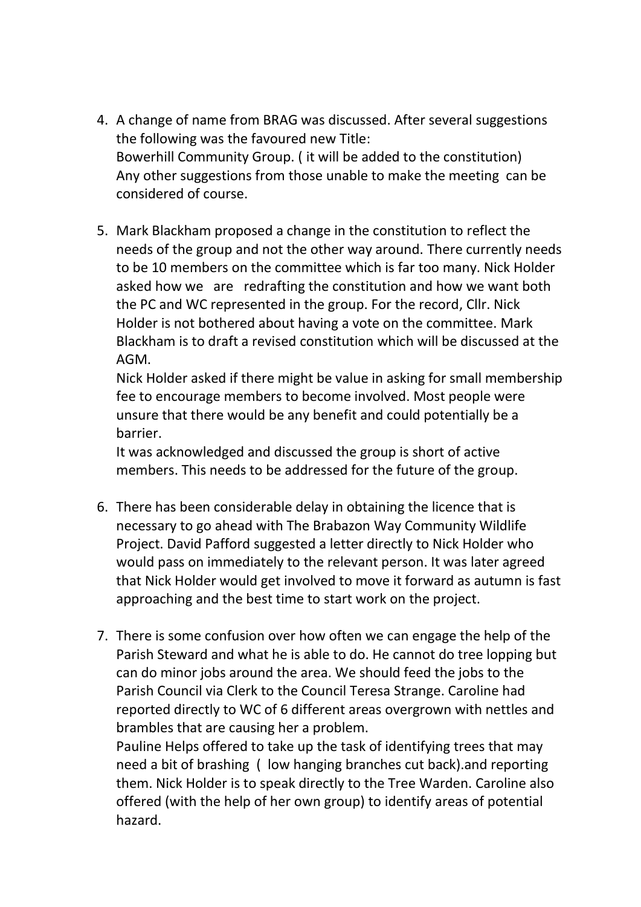4. A change of name from BRAG was discussed. After several suggestions the following was the favoured new Title:
   Bowerhill Community Group. ( it will be added to the constitution)
   Any other suggestions from those unable to make the meeting can be considered of course.

5. Mark Blackham proposed a change in the constitution to reflect the needs of the group and not the other way around. There currently needs to be 10 members on the committee which is far too many. Nick Holder asked how we are redrafting the constitution and how we want both the PC and WC represented in the group. For the record, Cllr. Nick Holder is not bothered about having a vote on the committee. Mark Blackham is to draft a revised constitution which will be discussed at the AGM.
   Nick Holder asked if there might be value in asking for small membership fee to encourage members to become involved. Most people were unsure that there would be any benefit and could potentially be a barrier.
   It was acknowledged and discussed the group is short of active members. This needs to be addressed for the future of the group.

6. There has been considerable delay in obtaining the licence that is necessary to go ahead with The Brabazon Way Community Wildlife Project. David Pafford suggested a letter directly to Nick Holder who would pass on immediately to the relevant person. It was later agreed that Nick Holder would get involved to move it forward as autumn is fast approaching and the best time to start work on the project.

7. There is some confusion over how often we can engage the help of the Parish Steward and what he is able to do. He cannot do tree lopping but can do minor jobs around the area. We should feed the jobs to the Parish Council via Clerk to the Council Teresa Strange. Caroline had reported directly to WC of 6 different areas overgrown with nettles and brambles that are causing her a problem.
   Pauline Helps offered to take up the task of identifying trees that may need a bit of brashing ( low hanging branches cut back).and reporting them. Nick Holder is to speak directly to the Tree Warden. Caroline also offered (with the help of her own group) to identify areas of potential hazard.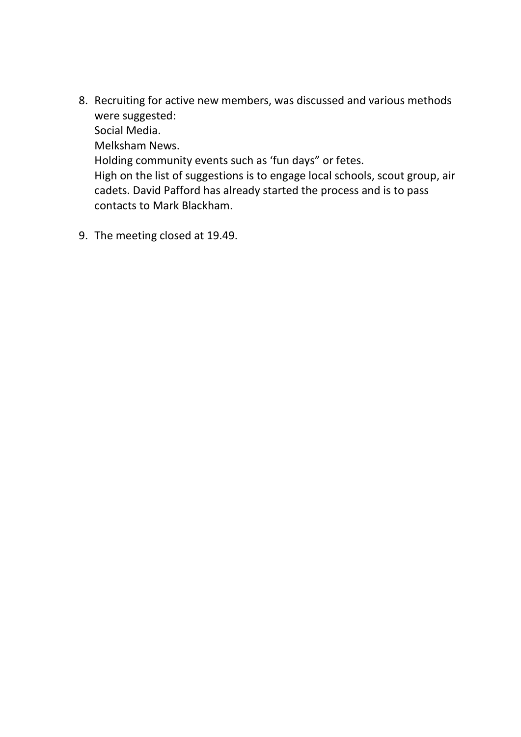8. Recruiting for active new members, was discussed and various methods were suggested:
   Social Media.
   Melksham News.
   Holding community events such as ‘fun days” or fetes.
   High on the list of suggestions is to engage local schools, scout group, air cadets. David Pafford has already started the process and is to pass contacts to Mark Blackham.

9. The meeting closed at 19.49.